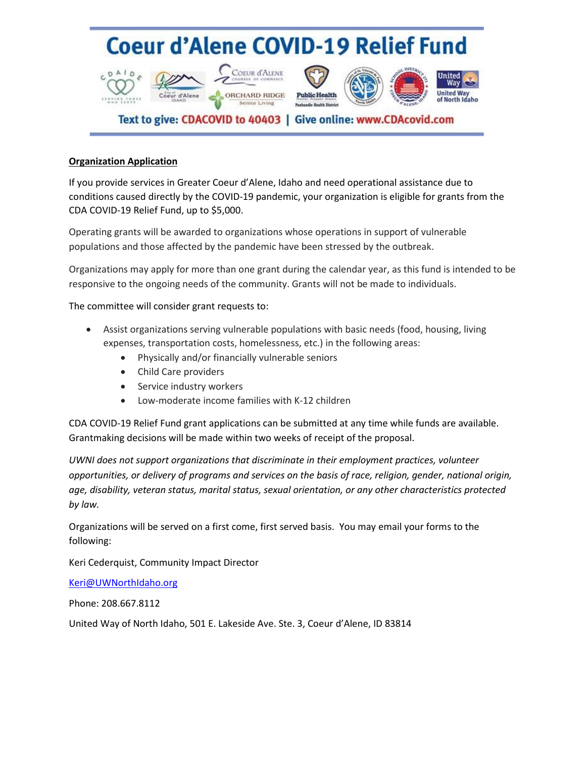# Coeur d'Alene COVID-19 Relief Fund

Text to give: CDACOVID to 40403 | Give online: www.CDAcovid.com

**Organization Application**

If you provide services in Greater Coeur d'Alene, Idaho and need operational assistance due to conditions caused directly by the COVID-19 pandemic, your organization is eligible for grants from the CDA COVID-19 Relief Fund, up to $5,000.

Operating grants will be awarded to organizations whose operations in support of vulnerable populations and those affected by the pandemic have been stressed by the outbreak.

Organizations may apply for more than one grant during the calendar year, as this fund is intended to be responsive to the ongoing needs of the community. Grants will not be made to individuals.

The committee will consider grant requests to:

- Assist organizations serving vulnerable populations with basic needs (food, housing, living expenses, transportation costs, homelessness, etc.) in the following areas:
  - Physically and/or financially vulnerable seniors
  - Child Care providers
  - Service industry workers
  - Low-moderate income families with K-12 children

CDA COVID-19 Relief Fund grant applications can be submitted at any time while funds are available. Grantmaking decisions will be made within two weeks of receipt of the proposal.

*UWNI does not support organizations that discriminate in their employment practices, volunteer opportunities, or delivery of programs and services on the basis of race, religion, gender, national origin, age, disability, veteran status, marital status, sexual orientation, or any other characteristics protected by law.*

Organizations will be served on a first come, first served basis. You may email your forms to the following:

Keri Cederquist, Community Impact Director

Keri@UWNorthIdaho.org

Phone: 208.667.8112

United Way of North Idaho, 501 E. Lakeside Ave. Ste. 3, Coeur d'Alene, ID 83814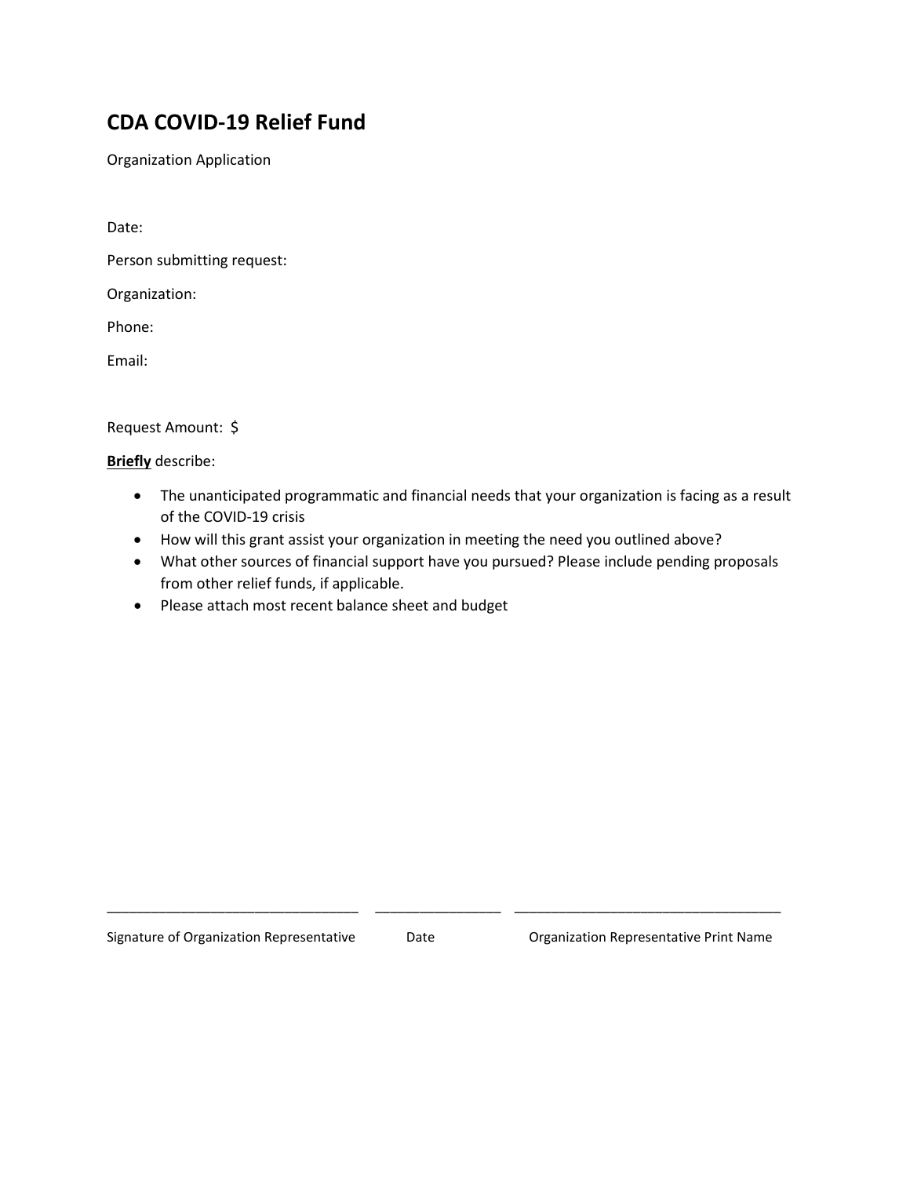## CDA COVID-19 Relief Fund

Organization Application

Date:

Person submitting request:

Organization:

Phone:

Email:

Request Amount: $

**<u>Briefly</u>** describe:

- The unanticipated programmatic and financial needs that your organization is facing as a result of the COVID-19 crisis
- How will this grant assist your organization in meeting the need you outlined above?
- What other sources of financial support have you pursued? Please include pending proposals from other relief funds, if applicable.
- Please attach most recent balance sheet and budget

_________________________________ _________________ ___________________________________

Signature of Organization Representative Date Organization Representative Print Name